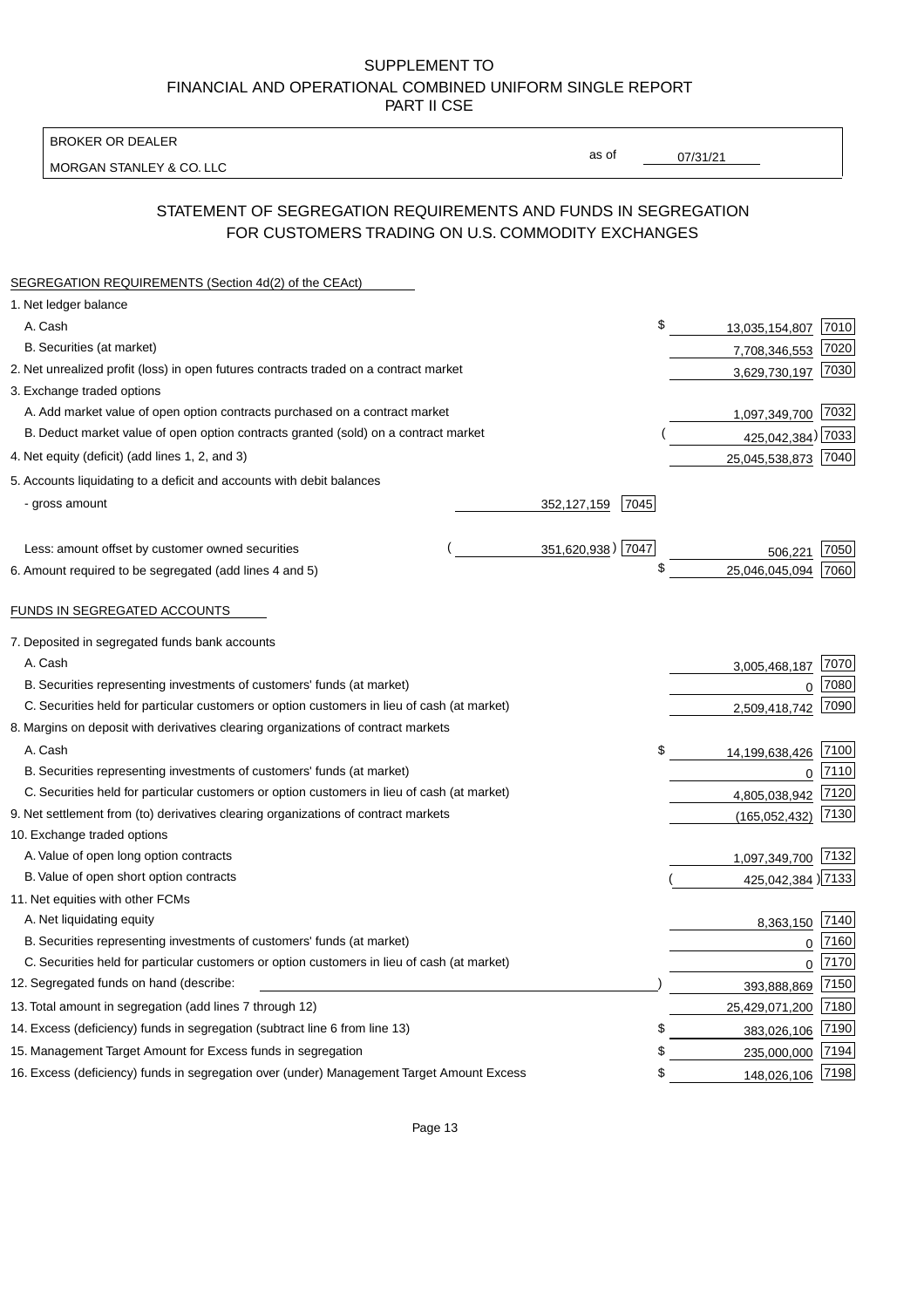SUPPLEMENT TO
FINANCIAL AND OPERATIONAL COMBINED UNIFORM SINGLE REPORT
PART II CSE

| BROKER OR DEALER | | |
|---|---|---|
| MORGAN STANLEY & CO. LLC | as of | 07/31/21 |

## STATEMENT OF SEGREGATION REQUIREMENTS AND FUNDS IN SEGREGATION FOR CUSTOMERS TRADING ON U.S. COMMODITY EXCHANGES

| | | | | |
|---|---|---|---|---|
| **SEGREGATION REQUIREMENTS (Section 4d(2) of the CEAct)** | | | | |
| 1. Net ledger balance | | | | |
| A. Cash | | | $ 13,035,154,807 | 7010 |
| B. Securities (at market) | | | 7,708,346,553 | 7020 |
| 2. Net unrealized profit (loss) in open futures contracts traded on a contract market | | | 3,629,730,197 | 7030 |
| 3. Exchange traded options | | | | |
| A. Add market value of open option contracts purchased on a contract market | | | 1,097,349,700 | 7032 |
| B. Deduct market value of open option contracts granted (sold) on a contract market | | | (425,042,384) | 7033 |
| 4. Net equity (deficit) (add lines 1, 2, and 3) | | | 25,045,538,873 | 7040 |
| 5. Accounts liquidating to a deficit and accounts with debit balances | | | | |
| - gross amount | 352,127,159 | 7045 | | |
| Less: amount offset by customer owned securities | (351,620,938) | 7047 | 506,221 | 7050 |
| 6. Amount required to be segregated (add lines 4 and 5) | | | $ 25,046,045,094 | 7060 |
| **FUNDS IN SEGREGATED ACCOUNTS** | | | | |
| 7. Deposited in segregated funds bank accounts | | | | |
| A. Cash | | | 3,005,468,187 | 7070 |
| B. Securities representing investments of customers' funds (at market) | | | 0 | 7080 |
| C. Securities held for particular customers or option customers in lieu of cash (at market) | | | 2,509,418,742 | 7090 |
| 8. Margins on deposit with derivatives clearing organizations of contract markets | | | | |
| A. Cash | | | $ 14,199,638,426 | 7100 |
| B. Securities representing investments of customers' funds (at market) | | | 0 | 7110 |
| C. Securities held for particular customers or option customers in lieu of cash (at market) | | | 4,805,038,942 | 7120 |
| 9. Net settlement from (to) derivatives clearing organizations of contract markets | | | (165,052,432) | 7130 |
| 10. Exchange traded options | | | | |
| A. Value of open long option contracts | | | 1,097,349,700 | 7132 |
| B. Value of open short option contracts | | | (425,042,384) | 7133 |
| 11. Net equities with other FCMs | | | | |
| A. Net liquidating equity | | | 8,363,150 | 7140 |
| B. Securities representing investments of customers' funds (at market) | | | 0 | 7160 |
| C. Securities held for particular customers or option customers in lieu of cash (at market) | | | 0 | 7170 |
| 12. Segregated funds on hand (describe: ) | | | 393,888,869 | 7150 |
| 13. Total amount in segregation (add lines 7 through 12) | | | 25,429,071,200 | 7180 |
| 14. Excess (deficiency) funds in segregation (subtract line 6 from line 13) | | | $ 383,026,106 | 7190 |
| 15. Management Target Amount for Excess funds in segregation | | | $ 235,000,000 | 7194 |
| 16. Excess (deficiency) funds in segregation over (under) Management Target Amount Excess | | | $ 148,026,106 | 7198 |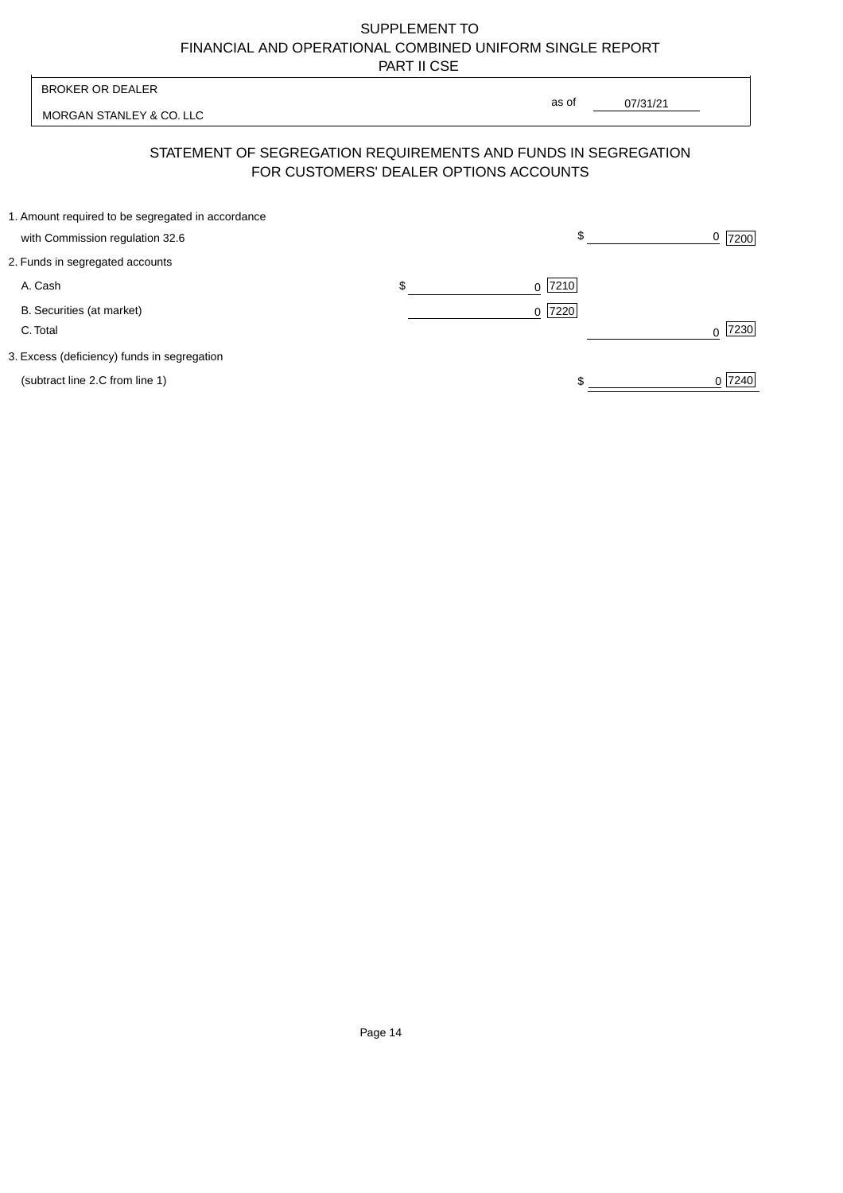SUPPLEMENT TO
FINANCIAL AND OPERATIONAL COMBINED UNIFORM SINGLE REPORT
PART II CSE

| BROKER OR DEALER | |
|---|---|
| MORGAN STANLEY & CO. LLC | as of 07/31/21 |

## STATEMENT OF SEGREGATION REQUIREMENTS AND FUNDS IN SEGREGATION FOR CUSTOMERS' DEALER OPTIONS ACCOUNTS

| | | |
|---|---|---|
| 1. Amount required to be segregated in accordance with Commission regulation 32.6 | | $ 0 [7200] |
| 2. Funds in segregated accounts | | |
| A. Cash | $ 0 [7210] | |
| B. Securities (at market) | 0 [7220] | |
| C. Total | | 0 [7230] |
| 3. Excess (deficiency) funds in segregation (subtract line 2.C from line 1) | | $ 0 [7240] |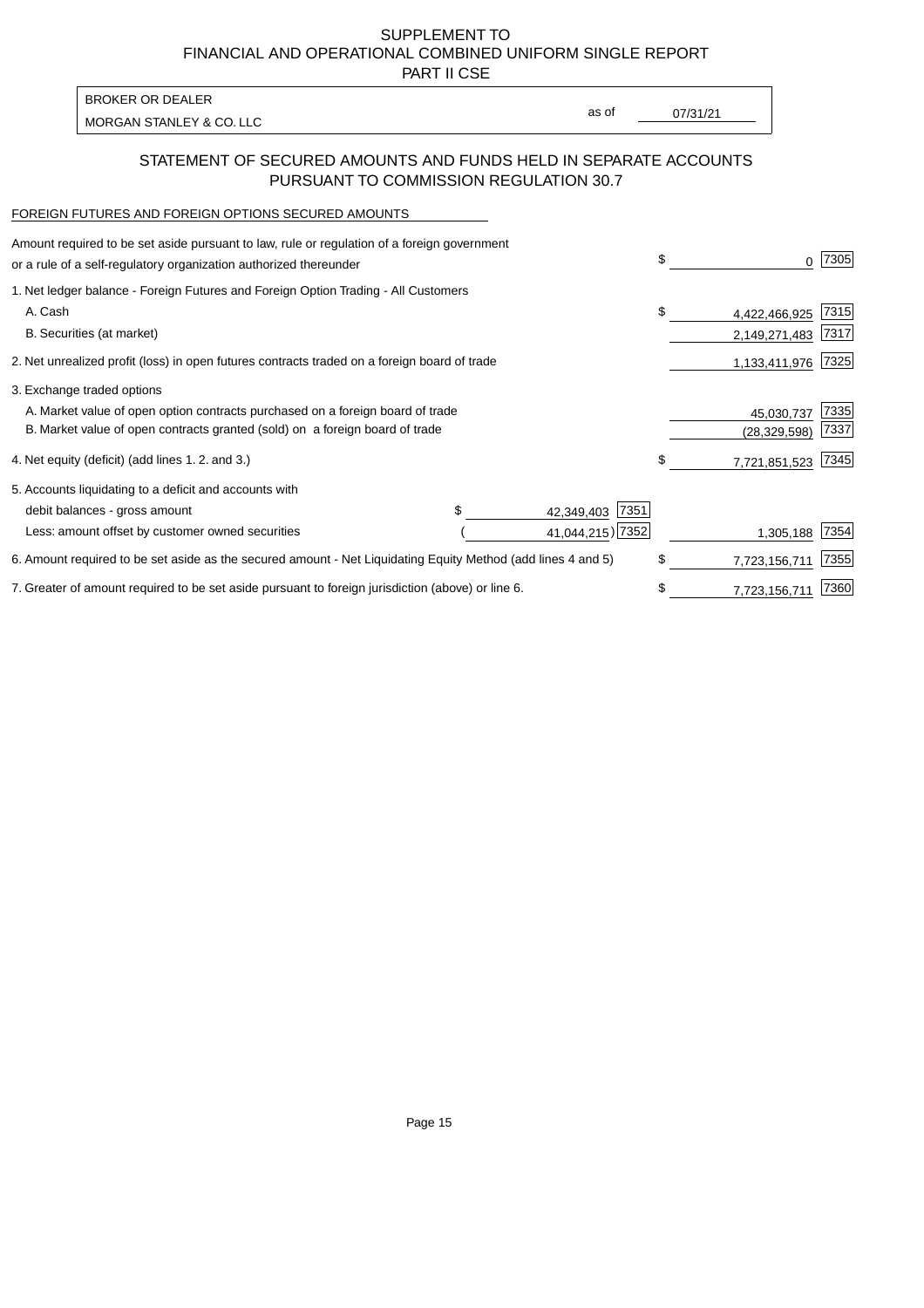SUPPLEMENT TO
FINANCIAL AND OPERATIONAL COMBINED UNIFORM SINGLE REPORT
PART II CSE

| BROKER OR DEALER | | |
|---|---|---|
| MORGAN STANLEY & CO. LLC | as of | 07/31/21 |

## STATEMENT OF SECURED AMOUNTS AND FUNDS HELD IN SEPARATE ACCOUNTS PURSUANT TO COMMISSION REGULATION 30.7

FOREIGN FUTURES AND FOREIGN OPTIONS SECURED AMOUNTS

| Description | | | Amount | Code |
|---|---|---|---|---|
| Amount required to be set aside pursuant to law, rule or regulation of a foreign government or a rule of a self-regulatory organization authorized thereunder | | | $ 0 | 7305 |
| 1. Net ledger balance - Foreign Futures and Foreign Option Trading - All Customers | | | | |
| A. Cash | | | $ 4,422,466,925 | 7315 |
| B. Securities (at market) | | | 2,149,271,483 | 7317 |
| 2. Net unrealized profit (loss) in open futures contracts traded on a foreign board of trade | | | 1,133,411,976 | 7325 |
| 3. Exchange traded options | | | | |
| A. Market value of open option contracts purchased on a foreign board of trade | | | 45,030,737 | 7335 |
| B. Market value of open contracts granted (sold) on a foreign board of trade | | | (28,329,598) | 7337 |
| 4. Net equity (deficit) (add lines 1. 2. and 3.) | | | $ 7,721,851,523 | 7345 |
| 5. Accounts liquidating to a deficit and accounts with | | | | |
| debit balances - gross amount | $ 42,349,403 | 7351 | | |
| Less: amount offset by customer owned securities | (41,044,215) | 7352 | 1,305,188 | 7354 |
| 6. Amount required to be set aside as the secured amount - Net Liquidating Equity Method (add lines 4 and 5) | | | $ 7,723,156,711 | 7355 |
| 7. Greater of amount required to be set aside pursuant to foreign jurisdiction (above) or line 6. | | | $ 7,723,156,711 | 7360 |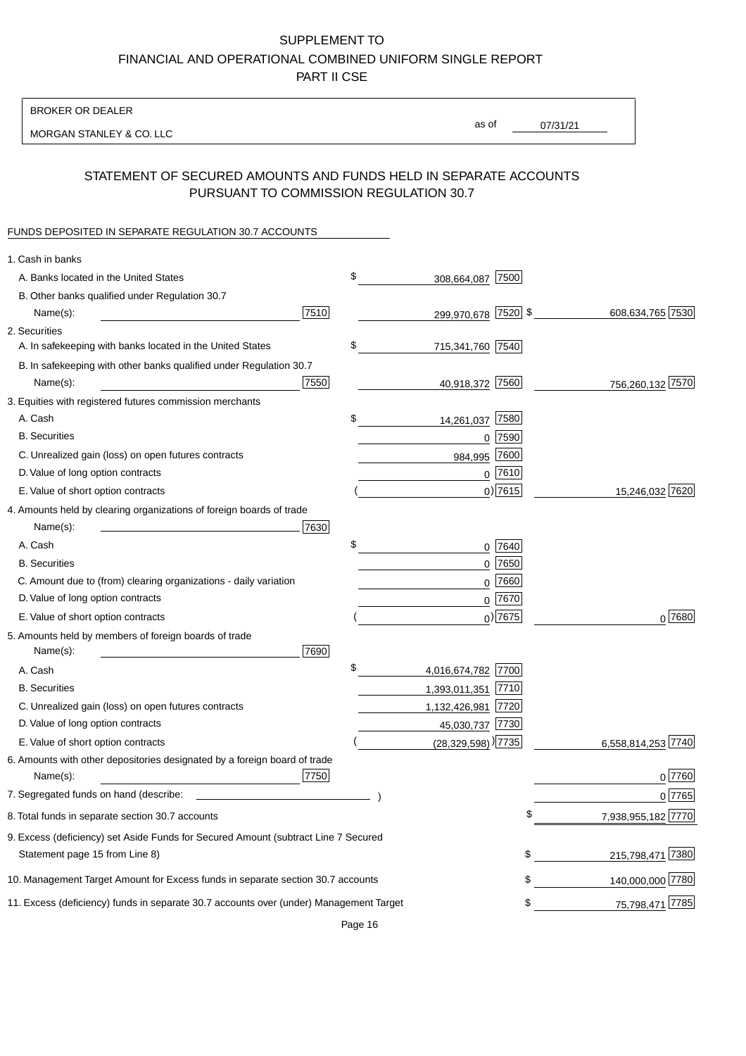# SUPPLEMENT TO
# FINANCIAL AND OPERATIONAL COMBINED UNIFORM SINGLE REPORT
# PART II CSE

BROKER OR DEALER

MORGAN STANLEY & CO. LLC

as of 07/31/21

## STATEMENT OF SECURED AMOUNTS AND FUNDS HELD IN SEPARATE ACCOUNTS PURSUANT TO COMMISSION REGULATION 30.7

FUNDS DEPOSITED IN SEPARATE REGULATION 30.7 ACCOUNTS

| Item | | | Amount | Code | Total | Code |
|---|---|---|---|---|---|---|
| 1. Cash in banks | | | | | | |
| A. Banks located in the United States | | | $ 308,664,087 | 7500 | | |
| B. Other banks qualified under Regulation 30.7 Name(s): | | 7510 | 299,970,678 | 7520 | $ 608,634,765 | 7530 |
| 2. Securities | | | | | | |
| A. In safekeeping with banks located in the United States | | | $ 715,341,760 | 7540 | | |
| B. In safekeeping with other banks qualified under Regulation 30.7 Name(s): | | 7550 | 40,918,372 | 7560 | 756,260,132 | 7570 |
| 3. Equities with registered futures commission merchants | | | | | | |
| A. Cash | | | $ 14,261,037 | 7580 | | |
| B. Securities | | | 0 | 7590 | | |
| C. Unrealized gain (loss) on open futures contracts | | | 984,995 | 7600 | | |
| D. Value of long option contracts | | | 0 | 7610 | | |
| E. Value of short option contracts | | | ( 0) | 7615 | 15,246,032 | 7620 |
| 4. Amounts held by clearing organizations of foreign boards of trade Name(s): | | 7630 | | | | |
| A. Cash | | | $ 0 | 7640 | | |
| B. Securities | | | 0 | 7650 | | |
| C. Amount due to (from) clearing organizations - daily variation | | | 0 | 7660 | | |
| D. Value of long option contracts | | | 0 | 7670 | | |
| E. Value of short option contracts | | | ( 0) | 7675 | 0 | 7680 |
| 5. Amounts held by members of foreign boards of trade Name(s): | | 7690 | | | | |
| A. Cash | | | $ 4,016,674,782 | 7700 | | |
| B. Securities | | | 1,393,011,351 | 7710 | | |
| C. Unrealized gain (loss) on open futures contracts | | | 1,132,426,981 | 7720 | | |
| D. Value of long option contracts | | | 45,030,737 | 7730 | | |
| E. Value of short option contracts | | | ( (28,329,598)) | 7735 | 6,558,814,253 | 7740 |
| 6. Amounts with other depositories designated by a foreign board of trade Name(s): | | 7750 | | | 0 | 7760 |
| 7. Segregated funds on hand (describe: ) | | | | | 0 | 7765 |
| 8. Total funds in separate section 30.7 accounts | | | | | $ 7,938,955,182 | 7770 |
| 9. Excess (deficiency) set Aside Funds for Secured Amount (subtract Line 7 Secured Statement page 15 from Line 8) | | | | | $ 215,798,471 | 7380 |
| 10. Management Target Amount for Excess funds in separate section 30.7 accounts | | | | | $ 140,000,000 | 7780 |
| 11. Excess (deficiency) funds in separate 30.7 accounts over (under) Management Target | | | | | $ 75,798,471 | 7785 |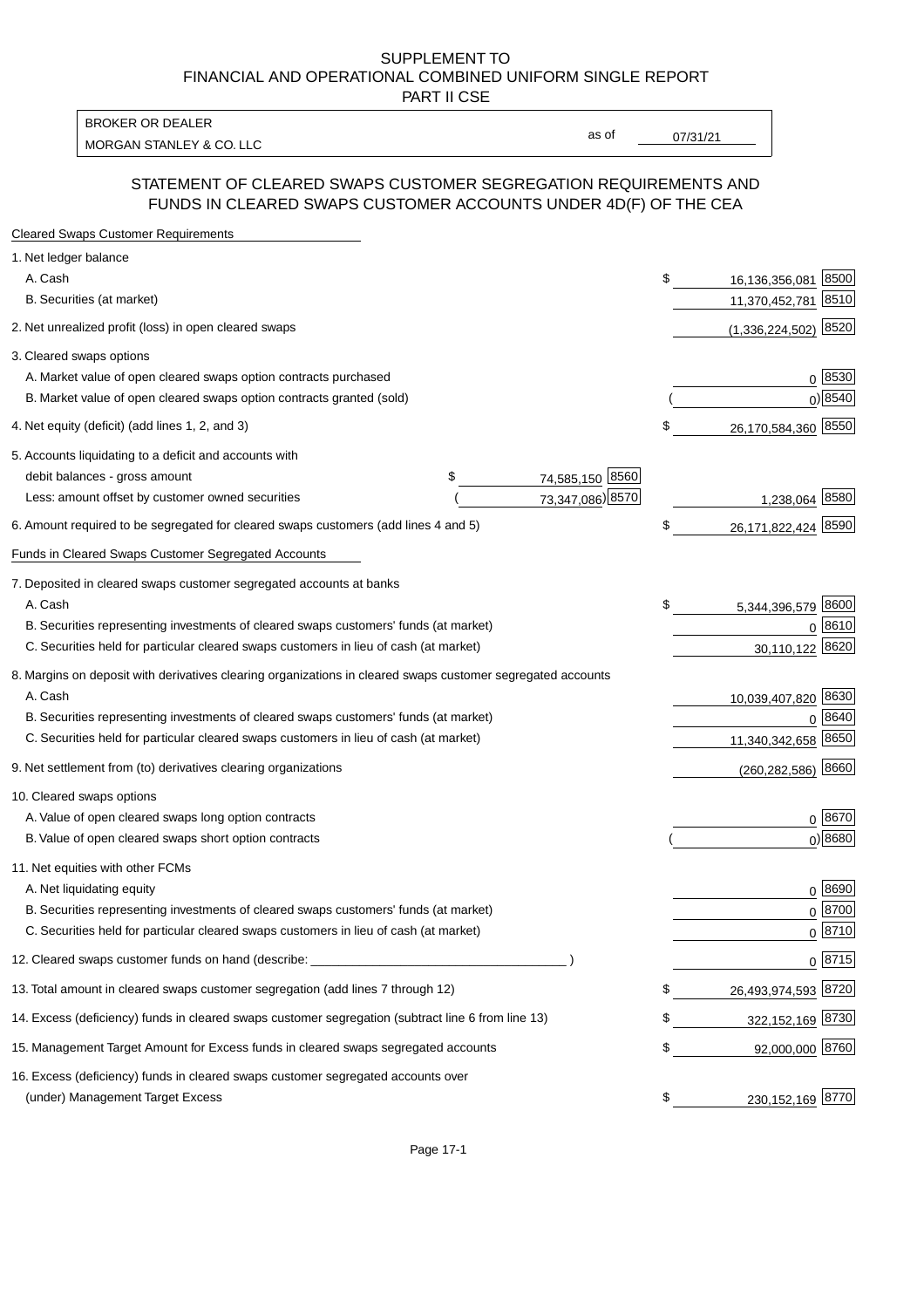SUPPLEMENT TO
FINANCIAL AND OPERATIONAL COMBINED UNIFORM SINGLE REPORT
PART II CSE

BROKER OR DEALER
MORGAN STANLEY & CO. LLC

as of 07/31/21

## STATEMENT OF CLEARED SWAPS CUSTOMER SEGREGATION REQUIREMENTS AND FUNDS IN CLEARED SWAPS CUSTOMER ACCOUNTS UNDER 4D(F) OF THE CEA

| | | | |
|---|---|---|---|
| **Cleared Swaps Customer Requirements** | | | |
| 1. Net ledger balance | | | |
| A. Cash | | $ 16,136,356,081 | 8500 |
| B. Securities (at market) | | 11,370,452,781 | 8510 |
| 2. Net unrealized profit (loss) in open cleared swaps | | (1,336,224,502) | 8520 |
| 3. Cleared swaps options | | | |
| A. Market value of open cleared swaps option contracts purchased | | 0 | 8530 |
| B. Market value of open cleared swaps option contracts granted (sold) | | ( 0) | 8540 |
| 4. Net equity (deficit) (add lines 1, 2, and 3) | | $ 26,170,584,360 | 8550 |
| 5. Accounts liquidating to a deficit and accounts with | | | |
| debit balances - gross amount | $ 74,585,150 8560 | | |
| Less: amount offset by customer owned securities | ( 73,347,086) 8570 | 1,238,064 | 8580 |
| 6. Amount required to be segregated for cleared swaps customers (add lines 4 and 5) | | $ 26,171,822,424 | 8590 |
| **Funds in Cleared Swaps Customer Segregated Accounts** | | | |
| 7. Deposited in cleared swaps customer segregated accounts at banks | | | |
| A. Cash | | $ 5,344,396,579 | 8600 |
| B. Securities representing investments of cleared swaps customers' funds (at market) | | 0 | 8610 |
| C. Securities held for particular cleared swaps customers in lieu of cash (at market) | | 30,110,122 | 8620 |
| 8. Margins on deposit with derivatives clearing organizations in cleared swaps customer segregated accounts | | | |
| A. Cash | | 10,039,407,820 | 8630 |
| B. Securities representing investments of cleared swaps customers' funds (at market) | | 0 | 8640 |
| C. Securities held for particular cleared swaps customers in lieu of cash (at market) | | 11,340,342,658 | 8650 |
| 9. Net settlement from (to) derivatives clearing organizations | | (260,282,586) | 8660 |
| 10. Cleared swaps options | | | |
| A. Value of open cleared swaps long option contracts | | 0 | 8670 |
| B. Value of open cleared swaps short option contracts | | ( 0) | 8680 |
| 11. Net equities with other FCMs | | | |
| A. Net liquidating equity | | 0 | 8690 |
| B. Securities representing investments of cleared swaps customers' funds (at market) | | 0 | 8700 |
| C. Securities held for particular cleared swaps customers in lieu of cash (at market) | | 0 | 8710 |
| 12. Cleared swaps customer funds on hand (describe: ___________ ) | | 0 | 8715 |
| 13. Total amount in cleared swaps customer segregation (add lines 7 through 12) | | $ 26,493,974,593 | 8720 |
| 14. Excess (deficiency) funds in cleared swaps customer segregation (subtract line 6 from line 13) | | $ 322,152,169 | 8730 |
| 15. Management Target Amount for Excess funds in cleared swaps segregated accounts | | $ 92,000,000 | 8760 |
| 16. Excess (deficiency) funds in cleared swaps customer segregated accounts over (under) Management Target Excess | | $ 230,152,169 | 8770 |